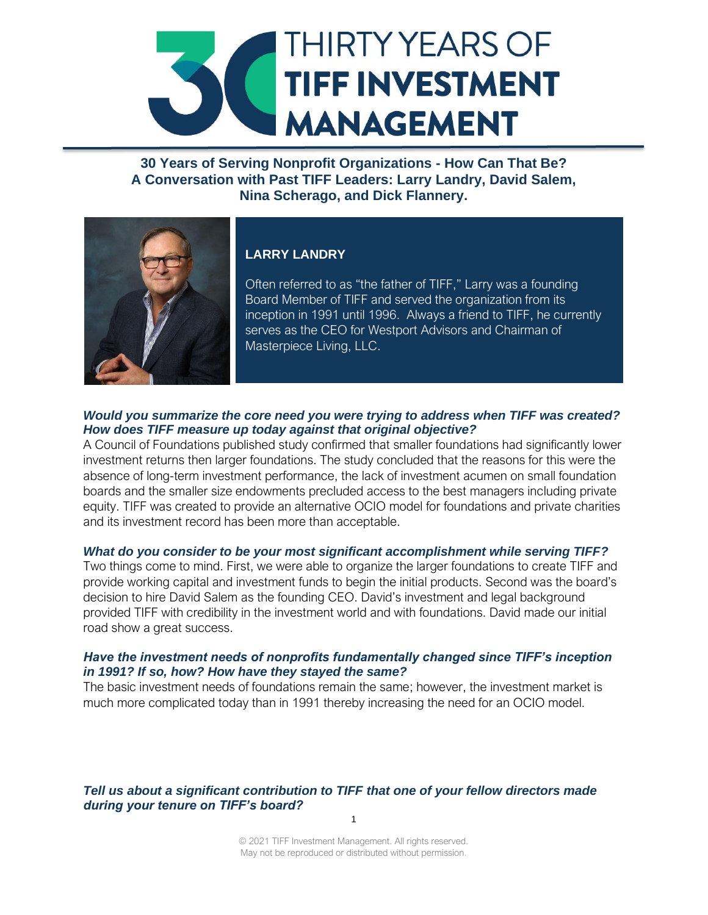# THIRTY YEARS OF TIFF INVESTMENT MANAGEMENT

**30 Years of Serving Nonprofit Organizations - How Can That Be?**
**A Conversation with Past TIFF Leaders: Larry Landry, David Salem, Nina Scherago, and Dick Flannery.**

## LARRY LANDRY

Often referred to as "the father of TIFF," Larry was a founding Board Member of TIFF and served the organization from its inception in 1991 until 1996. Always a friend to TIFF, he currently serves as the CEO for Westport Advisors and Chairman of Masterpiece Living, LLC.

***Would you summarize the core need you were trying to address when TIFF was created? How does TIFF measure up today against that original objective?***

A Council of Foundations published study confirmed that smaller foundations had significantly lower investment returns then larger foundations. The study concluded that the reasons for this were the absence of long-term investment performance, the lack of investment acumen on small foundation boards and the smaller size endowments precluded access to the best managers including private equity. TIFF was created to provide an alternative OCIO model for foundations and private charities and its investment record has been more than acceptable.

***What do you consider to be your most significant accomplishment while serving TIFF?***

Two things come to mind. First, we were able to organize the larger foundations to create TIFF and provide working capital and investment funds to begin the initial products. Second was the board's decision to hire David Salem as the founding CEO. David's investment and legal background provided TIFF with credibility in the investment world and with foundations. David made our initial road show a great success.

***Have the investment needs of nonprofits fundamentally changed since TIFF's inception in 1991? If so, how? How have they stayed the same?***

The basic investment needs of foundations remain the same; however, the investment market is much more complicated today than in 1991 thereby increasing the need for an OCIO model.

***Tell us about a significant contribution to TIFF that one of your fellow directors made during your tenure on TIFF's board?***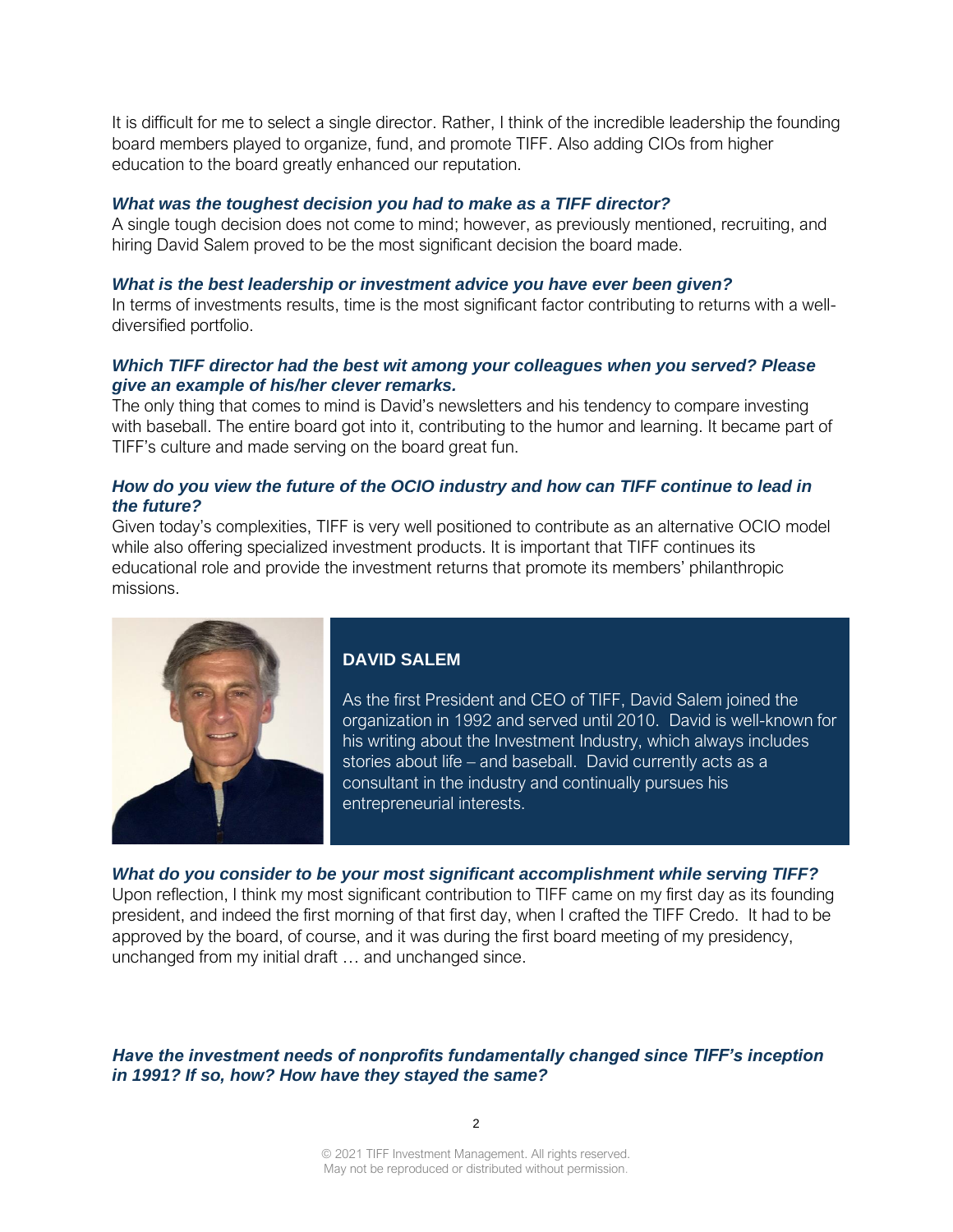It is difficult for me to select a single director. Rather, I think of the incredible leadership the founding board members played to organize, fund, and promote TIFF. Also adding CIOs from higher education to the board greatly enhanced our reputation.

***What was the toughest decision you had to make as a TIFF director?***

A single tough decision does not come to mind; however, as previously mentioned, recruiting, and hiring David Salem proved to be the most significant decision the board made.

***What is the best leadership or investment advice you have ever been given?***

In terms of investments results, time is the most significant factor contributing to returns with a well-diversified portfolio.

***Which TIFF director had the best wit among your colleagues when you served? Please give an example of his/her clever remarks.***

The only thing that comes to mind is David's newsletters and his tendency to compare investing with baseball. The entire board got into it, contributing to the humor and learning. It became part of TIFF's culture and made serving on the board great fun.

***How do you view the future of the OCIO industry and how can TIFF continue to lead in the future?***

Given today's complexities, TIFF is very well positioned to contribute as an alternative OCIO model while also offering specialized investment products. It is important that TIFF continues its educational role and provide the investment returns that promote its members' philanthropic missions.

## DAVID SALEM

As the first President and CEO of TIFF, David Salem joined the organization in 1992 and served until 2010. David is well-known for his writing about the Investment Industry, which always includes stories about life – and baseball. David currently acts as a consultant in the industry and continually pursues his entrepreneurial interests.

***What do you consider to be your most significant accomplishment while serving TIFF?***

Upon reflection, I think my most significant contribution to TIFF came on my first day as its founding president, and indeed the first morning of that first day, when I crafted the TIFF Credo. It had to be approved by the board, of course, and it was during the first board meeting of my presidency, unchanged from my initial draft … and unchanged since.

***Have the investment needs of nonprofits fundamentally changed since TIFF's inception in 1991? If so, how? How have they stayed the same?***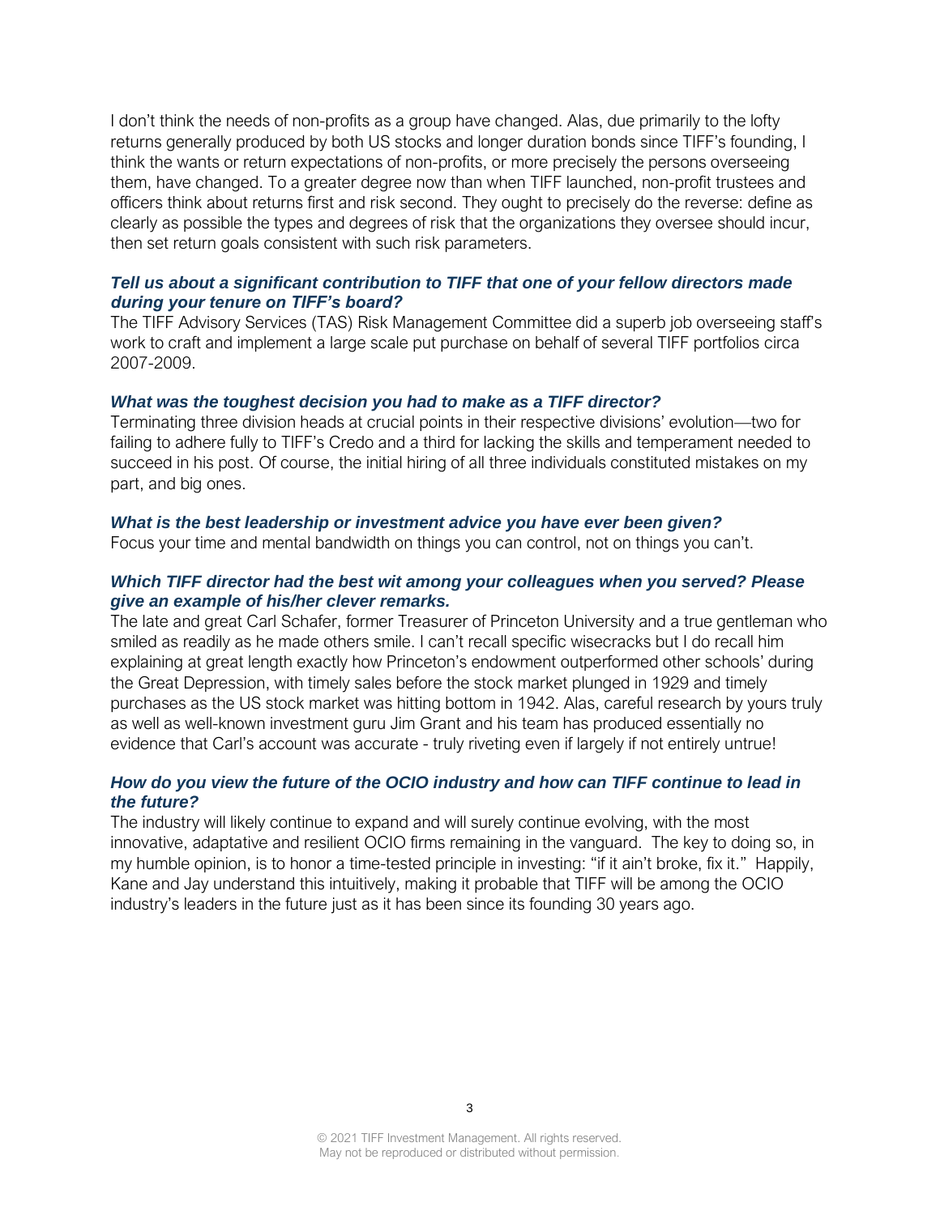I don't think the needs of non-profits as a group have changed. Alas, due primarily to the lofty returns generally produced by both US stocks and longer duration bonds since TIFF's founding, I think the wants or return expectations of non-profits, or more precisely the persons overseeing them, have changed. To a greater degree now than when TIFF launched, non-profit trustees and officers think about returns first and risk second. They ought to precisely do the reverse: define as clearly as possible the types and degrees of risk that the organizations they oversee should incur, then set return goals consistent with such risk parameters.

***Tell us about a significant contribution to TIFF that one of your fellow directors made during your tenure on TIFF's board?***

The TIFF Advisory Services (TAS) Risk Management Committee did a superb job overseeing staff's work to craft and implement a large scale put purchase on behalf of several TIFF portfolios circa 2007-2009.

***What was the toughest decision you had to make as a TIFF director?***

Terminating three division heads at crucial points in their respective divisions' evolution—two for failing to adhere fully to TIFF's Credo and a third for lacking the skills and temperament needed to succeed in his post. Of course, the initial hiring of all three individuals constituted mistakes on my part, and big ones.

***What is the best leadership or investment advice you have ever been given?***

Focus your time and mental bandwidth on things you can control, not on things you can't.

***Which TIFF director had the best wit among your colleagues when you served? Please give an example of his/her clever remarks.***

The late and great Carl Schafer, former Treasurer of Princeton University and a true gentleman who smiled as readily as he made others smile. I can't recall specific wisecracks but I do recall him explaining at great length exactly how Princeton's endowment outperformed other schools' during the Great Depression, with timely sales before the stock market plunged in 1929 and timely purchases as the US stock market was hitting bottom in 1942. Alas, careful research by yours truly as well as well-known investment guru Jim Grant and his team has produced essentially no evidence that Carl's account was accurate - truly riveting even if largely if not entirely untrue!

***How do you view the future of the OCIO industry and how can TIFF continue to lead in the future?***

The industry will likely continue to expand and will surely continue evolving, with the most innovative, adaptative and resilient OCIO firms remaining in the vanguard. The key to doing so, in my humble opinion, is to honor a time-tested principle in investing: "if it ain't broke, fix it." Happily, Kane and Jay understand this intuitively, making it probable that TIFF will be among the OCIO industry's leaders in the future just as it has been since its founding 30 years ago.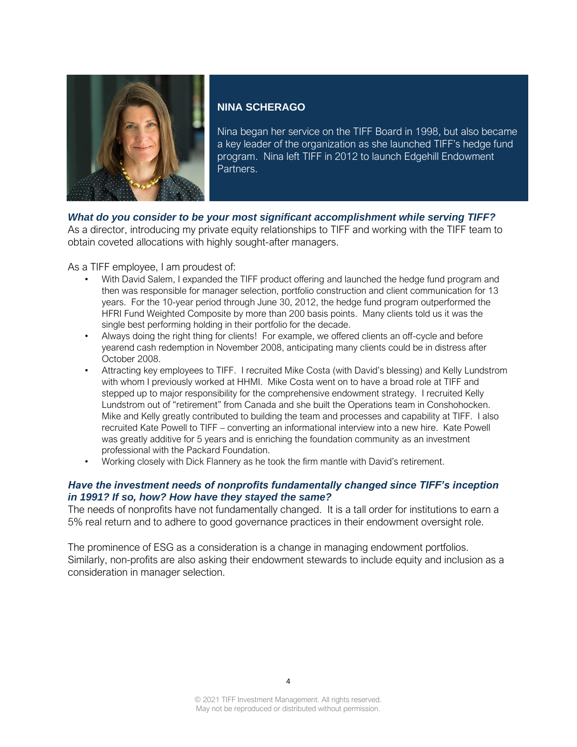## NINA SCHERAGO

Nina began her service on the TIFF Board in 1998, but also became a key leader of the organization as she launched TIFF's hedge fund program. Nina left TIFF in 2012 to launch Edgehill Endowment Partners.

***What do you consider to be your most significant accomplishment while serving TIFF?***

As a director, introducing my private equity relationships to TIFF and working with the TIFF team to obtain coveted allocations with highly sought-after managers.

As a TIFF employee, I am proudest of:

- With David Salem, I expanded the TIFF product offering and launched the hedge fund program and then was responsible for manager selection, portfolio construction and client communication for 13 years. For the 10-year period through June 30, 2012, the hedge fund program outperformed the HFRI Fund Weighted Composite by more than 200 basis points. Many clients told us it was the single best performing holding in their portfolio for the decade.
- Always doing the right thing for clients! For example, we offered clients an off-cycle and before yearend cash redemption in November 2008, anticipating many clients could be in distress after October 2008.
- Attracting key employees to TIFF. I recruited Mike Costa (with David's blessing) and Kelly Lundstrom with whom I previously worked at HHMI. Mike Costa went on to have a broad role at TIFF and stepped up to major responsibility for the comprehensive endowment strategy. I recruited Kelly Lundstrom out of "retirement" from Canada and she built the Operations team in Conshohocken. Mike and Kelly greatly contributed to building the team and processes and capability at TIFF. I also recruited Kate Powell to TIFF – converting an informational interview into a new hire. Kate Powell was greatly additive for 5 years and is enriching the foundation community as an investment professional with the Packard Foundation.
- Working closely with Dick Flannery as he took the firm mantle with David's retirement.

***Have the investment needs of nonprofits fundamentally changed since TIFF's inception in 1991? If so, how? How have they stayed the same?***

The needs of nonprofits have not fundamentally changed. It is a tall order for institutions to earn a 5% real return and to adhere to good governance practices in their endowment oversight role.

The prominence of ESG as a consideration is a change in managing endowment portfolios. Similarly, non-profits are also asking their endowment stewards to include equity and inclusion as a consideration in manager selection.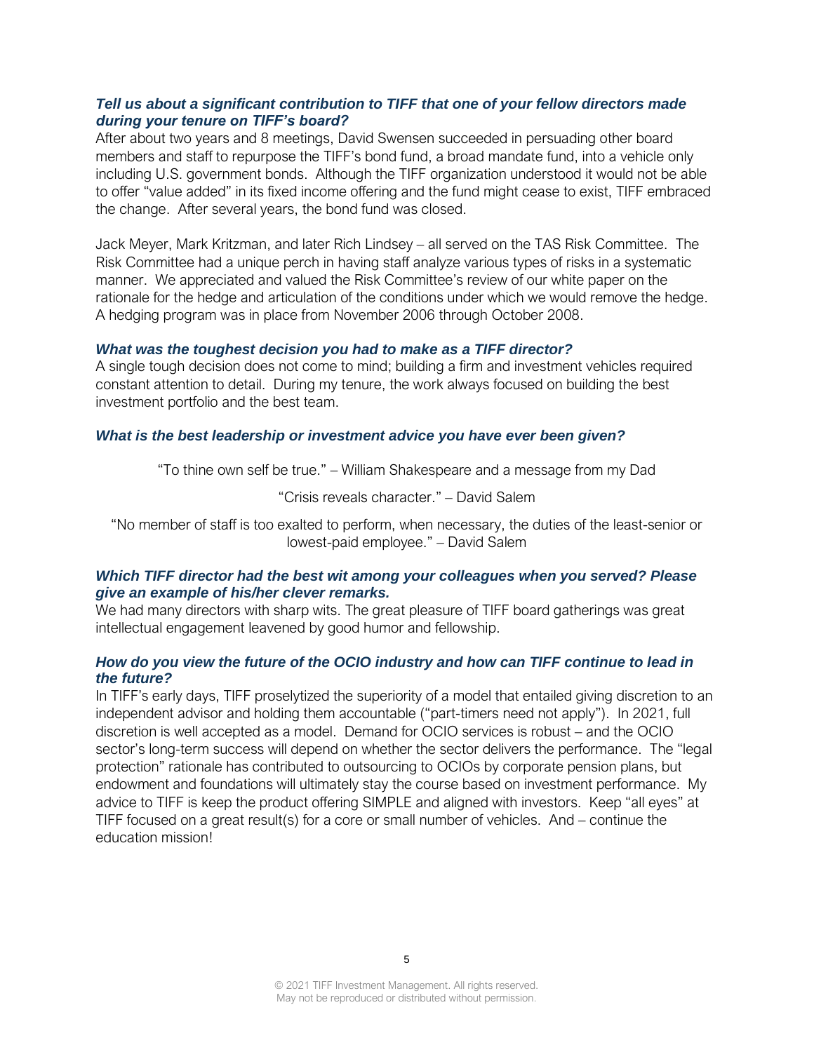***Tell us about a significant contribution to TIFF that one of your fellow directors made during your tenure on TIFF's board?***

After about two years and 8 meetings, David Swensen succeeded in persuading other board members and staff to repurpose the TIFF's bond fund, a broad mandate fund, into a vehicle only including U.S. government bonds. Although the TIFF organization understood it would not be able to offer "value added" in its fixed income offering and the fund might cease to exist, TIFF embraced the change. After several years, the bond fund was closed.

Jack Meyer, Mark Kritzman, and later Rich Lindsey – all served on the TAS Risk Committee. The Risk Committee had a unique perch in having staff analyze various types of risks in a systematic manner. We appreciated and valued the Risk Committee's review of our white paper on the rationale for the hedge and articulation of the conditions under which we would remove the hedge. A hedging program was in place from November 2006 through October 2008.

***What was the toughest decision you had to make as a TIFF director?***

A single tough decision does not come to mind; building a firm and investment vehicles required constant attention to detail. During my tenure, the work always focused on building the best investment portfolio and the best team.

***What is the best leadership or investment advice you have ever been given?***

"To thine own self be true." – William Shakespeare and a message from my Dad

"Crisis reveals character." – David Salem

"No member of staff is too exalted to perform, when necessary, the duties of the least-senior or lowest-paid employee." – David Salem

***Which TIFF director had the best wit among your colleagues when you served? Please give an example of his/her clever remarks.***

We had many directors with sharp wits. The great pleasure of TIFF board gatherings was great intellectual engagement leavened by good humor and fellowship.

***How do you view the future of the OCIO industry and how can TIFF continue to lead in the future?***

In TIFF's early days, TIFF proselytized the superiority of a model that entailed giving discretion to an independent advisor and holding them accountable ("part-timers need not apply"). In 2021, full discretion is well accepted as a model. Demand for OCIO services is robust – and the OCIO sector's long-term success will depend on whether the sector delivers the performance. The "legal protection" rationale has contributed to outsourcing to OCIOs by corporate pension plans, but endowment and foundations will ultimately stay the course based on investment performance. My advice to TIFF is keep the product offering SIMPLE and aligned with investors. Keep "all eyes" at TIFF focused on a great result(s) for a core or small number of vehicles. And – continue the education mission!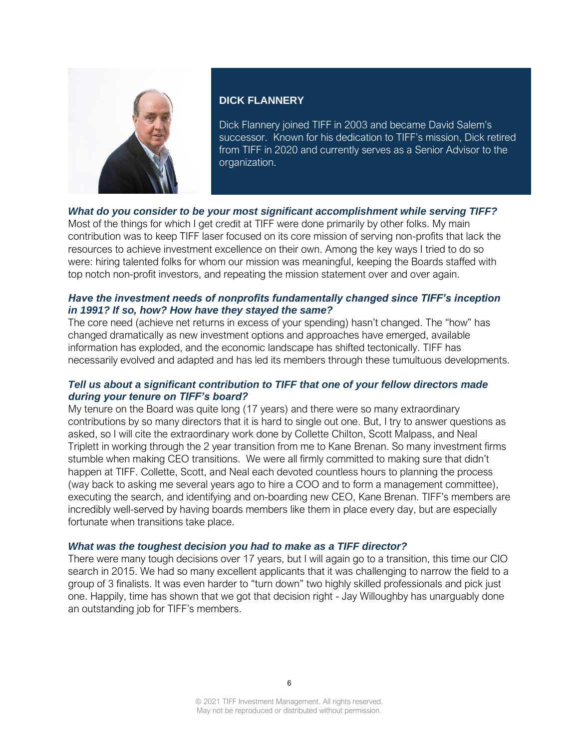## DICK FLANNERY

Dick Flannery joined TIFF in 2003 and became David Salem's successor. Known for his dedication to TIFF's mission, Dick retired from TIFF in 2020 and currently serves as a Senior Advisor to the organization.

***What do you consider to be your most significant accomplishment while serving TIFF?***

Most of the things for which I get credit at TIFF were done primarily by other folks. My main contribution was to keep TIFF laser focused on its core mission of serving non-profits that lack the resources to achieve investment excellence on their own. Among the key ways I tried to do so were: hiring talented folks for whom our mission was meaningful, keeping the Boards staffed with top notch non-profit investors, and repeating the mission statement over and over again.

***Have the investment needs of nonprofits fundamentally changed since TIFF's inception in 1991? If so, how? How have they stayed the same?***

The core need (achieve net returns in excess of your spending) hasn't changed. The "how" has changed dramatically as new investment options and approaches have emerged, available information has exploded, and the economic landscape has shifted tectonically. TIFF has necessarily evolved and adapted and has led its members through these tumultuous developments.

***Tell us about a significant contribution to TIFF that one of your fellow directors made during your tenure on TIFF's board?***

My tenure on the Board was quite long (17 years) and there were so many extraordinary contributions by so many directors that it is hard to single out one. But, I try to answer questions as asked, so I will cite the extraordinary work done by Collette Chilton, Scott Malpass, and Neal Triplett in working through the 2 year transition from me to Kane Brenan. So many investment firms stumble when making CEO transitions. We were all firmly committed to making sure that didn't happen at TIFF. Collette, Scott, and Neal each devoted countless hours to planning the process (way back to asking me several years ago to hire a COO and to form a management committee), executing the search, and identifying and on-boarding new CEO, Kane Brenan. TIFF's members are incredibly well-served by having boards members like them in place every day, but are especially fortunate when transitions take place.

***What was the toughest decision you had to make as a TIFF director?***

There were many tough decisions over 17 years, but I will again go to a transition, this time our CIO search in 2015. We had so many excellent applicants that it was challenging to narrow the field to a group of 3 finalists. It was even harder to "turn down" two highly skilled professionals and pick just one. Happily, time has shown that we got that decision right - Jay Willoughby has unarguably done an outstanding job for TIFF's members.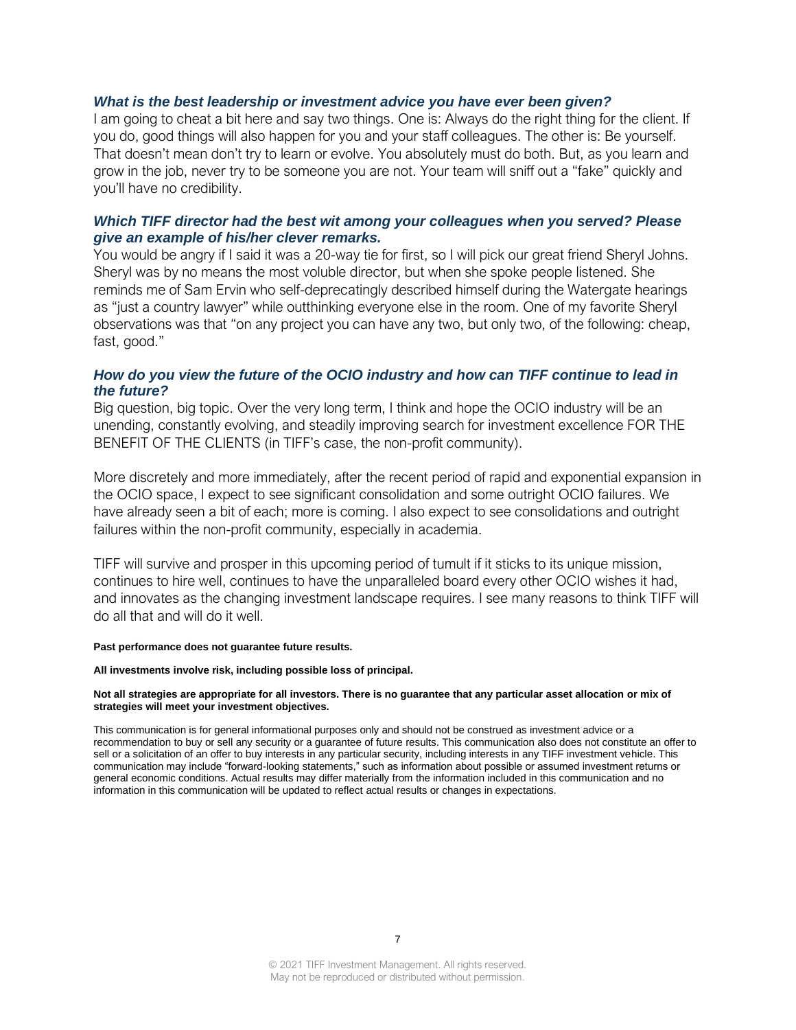### *What is the best leadership or investment advice you have ever been given?*

I am going to cheat a bit here and say two things. One is: Always do the right thing for the client. If you do, good things will also happen for you and your staff colleagues. The other is: Be yourself. That doesn't mean don't try to learn or evolve. You absolutely must do both. But, as you learn and grow in the job, never try to be someone you are not. Your team will sniff out a "fake" quickly and you'll have no credibility.

### *Which TIFF director had the best wit among your colleagues when you served? Please give an example of his/her clever remarks.*

You would be angry if I said it was a 20-way tie for first, so I will pick our great friend Sheryl Johns. Sheryl was by no means the most voluble director, but when she spoke people listened. She reminds me of Sam Ervin who self-deprecatingly described himself during the Watergate hearings as "just a country lawyer" while outthinking everyone else in the room. One of my favorite Sheryl observations was that "on any project you can have any two, but only two, of the following: cheap, fast, good."

### *How do you view the future of the OCIO industry and how can TIFF continue to lead in the future?*

Big question, big topic. Over the very long term, I think and hope the OCIO industry will be an unending, constantly evolving, and steadily improving search for investment excellence FOR THE BENEFIT OF THE CLIENTS (in TIFF's case, the non-profit community).

More discretely and more immediately, after the recent period of rapid and exponential expansion in the OCIO space, I expect to see significant consolidation and some outright OCIO failures. We have already seen a bit of each; more is coming. I also expect to see consolidations and outright failures within the non-profit community, especially in academia.

TIFF will survive and prosper in this upcoming period of tumult if it sticks to its unique mission, continues to hire well, continues to have the unparalleled board every other OCIO wishes it had, and innovates as the changing investment landscape requires. I see many reasons to think TIFF will do all that and will do it well.

**Past performance does not guarantee future results.**

**All investments involve risk, including possible loss of principal.**

**Not all strategies are appropriate for all investors. There is no guarantee that any particular asset allocation or mix of strategies will meet your investment objectives.**

This communication is for general informational purposes only and should not be construed as investment advice or a recommendation to buy or sell any security or a guarantee of future results. This communication also does not constitute an offer to sell or a solicitation of an offer to buy interests in any particular security, including interests in any TIFF investment vehicle. This communication may include "forward-looking statements," such as information about possible or assumed investment returns or general economic conditions. Actual results may differ materially from the information included in this communication and no information in this communication will be updated to reflect actual results or changes in expectations.

© 2021 TIFF Investment Management. All rights reserved.
May not be reproduced or distributed without permission.